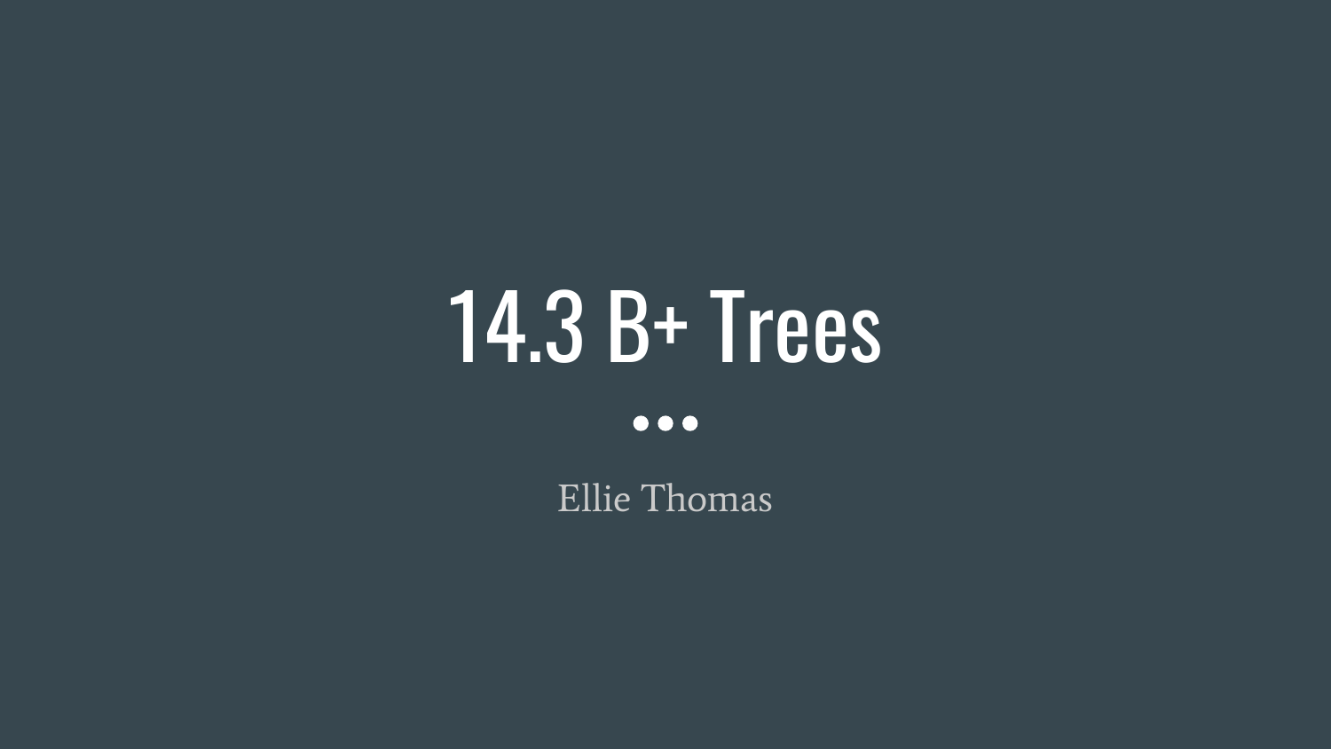# 14.3 B+ Trees

Ellie Thomas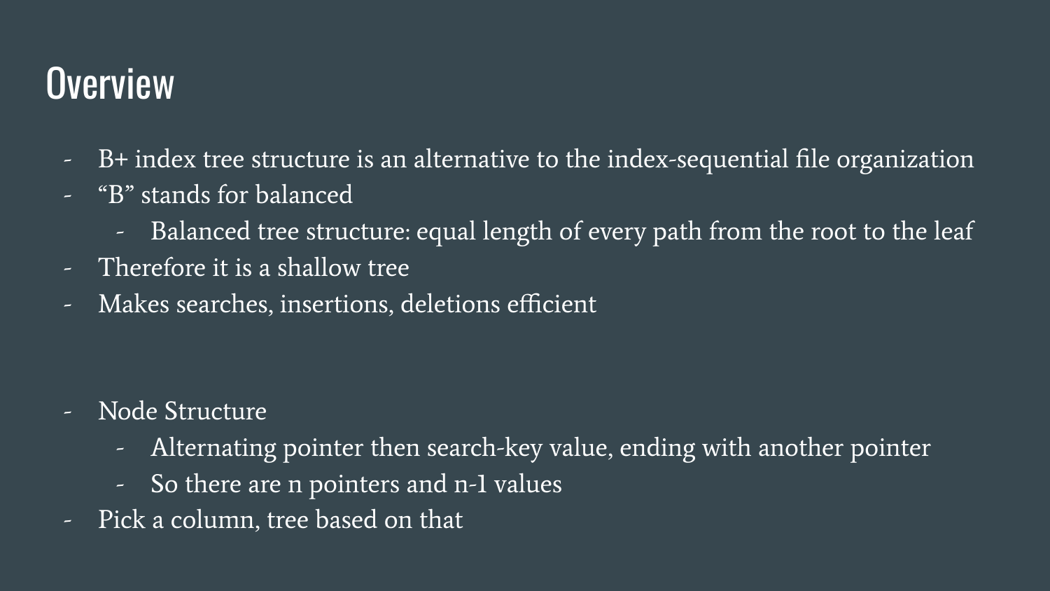# Overview

- B+ index tree structure is an alternative to the index-sequential file organization
- "B" stands for balanced
  - Balanced tree structure: equal length of every path from the root to the leaf
- Therefore it is a shallow tree
- Makes searches, insertions, deletions efficient

- Node Structure
  - Alternating pointer then search-key value, ending with another pointer
  - So there are n pointers and n-1 values
- Pick a column, tree based on that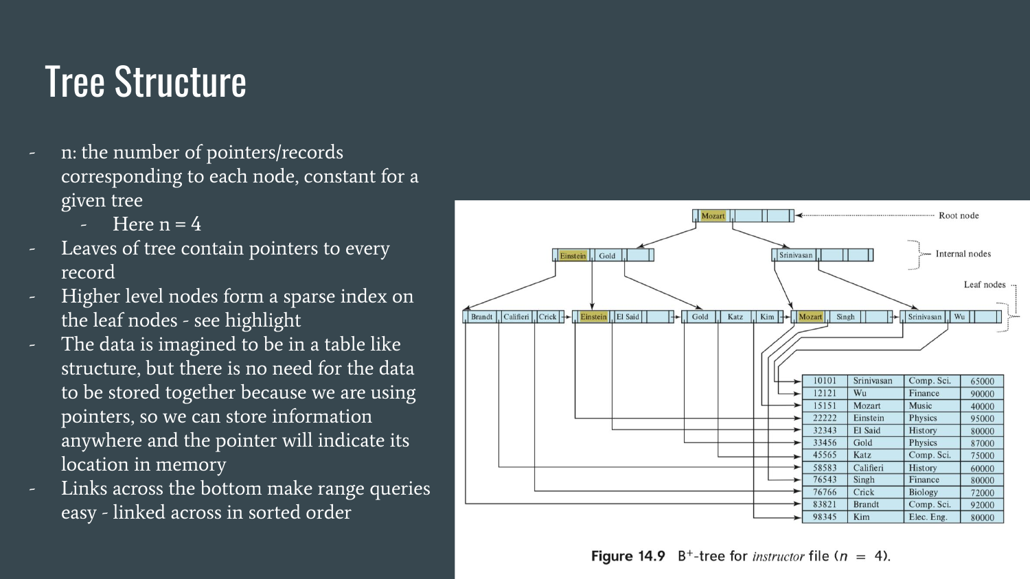# Tree Structure

- n: the number of pointers/records corresponding to each node, constant for a given tree
  - Here n = 4
- Leaves of tree contain pointers to every record
- Higher level nodes form a sparse index on the leaf nodes - see highlight
- The data is imagined to be in a table like structure, but there is no need for the data to be stored together because we are using pointers, so we can store information anywhere and the pointer will indicate its location in memory
- Links across the bottom make range queries easy - linked across in sorted order

| | | | |
|---|---|---|---|
| 10101 | Srinivasan | Comp. Sci. | 65000 |
| 12121 | Wu | Finance | 90000 |
| 15151 | Mozart | Music | 40000 |
| 22222 | Einstein | Physics | 95000 |
| 32343 | El Said | History | 80000 |
| 33456 | Gold | Physics | 87000 |
| 45565 | Katz | Comp. Sci. | 75000 |
| 58583 | Califieri | History | 60000 |
| 76543 | Singh | Finance | 80000 |
| 76766 | Crick | Biology | 72000 |
| 83821 | Brandt | Comp. Sci. | 92000 |
| 98345 | Kim | Elec. Eng. | 80000 |

**Figure 14.9** $B^+$-tree for *instructor* file ($n = 4$).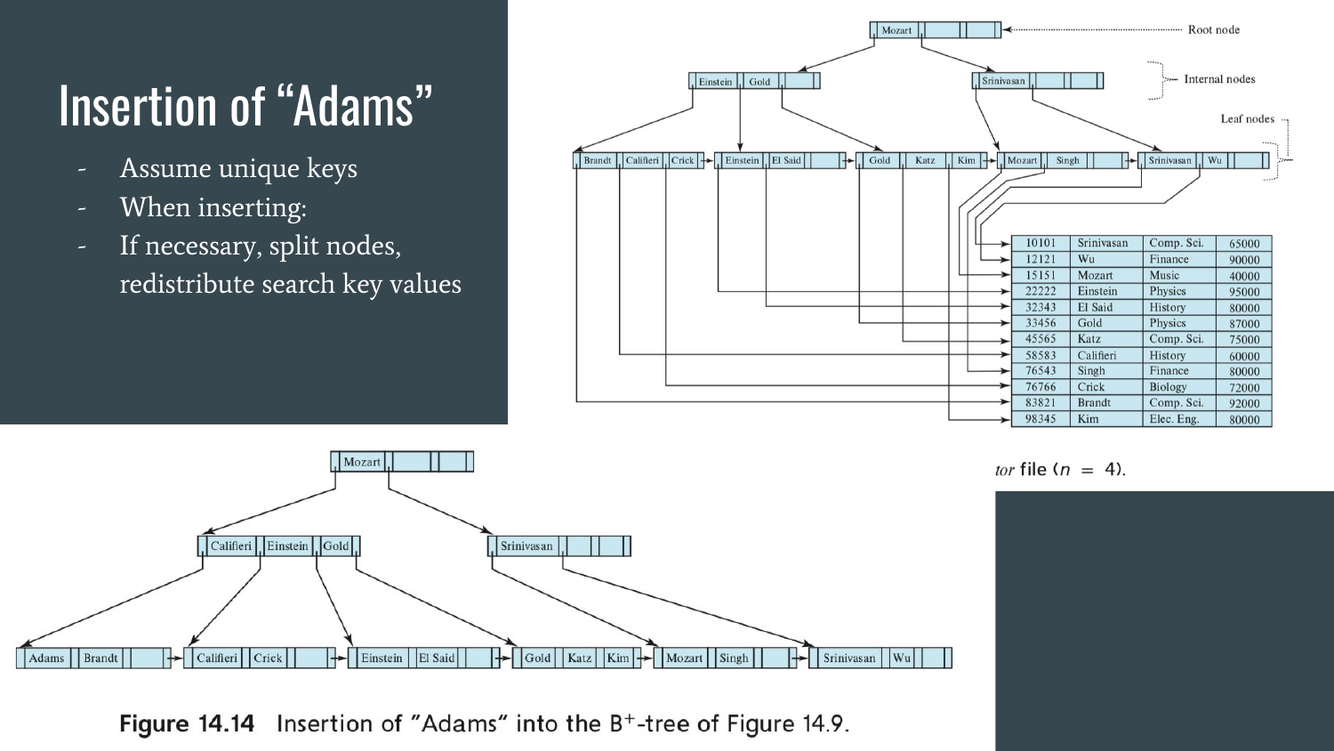# Insertion of "Adams"

- Assume unique keys
- When inserting:
- If necessary, split nodes, redistribute search key values

| | | | |
|---|---|---|---|
| 10101 | Srinivasan | Comp. Sci. | 65000 |
| 12121 | Wu | Finance | 90000 |
| 15151 | Mozart | Music | 40000 |
| 22222 | Einstein | Physics | 95000 |
| 32343 | El Said | History | 80000 |
| 33456 | Gold | Physics | 87000 |
| 45565 | Katz | Comp. Sci. | 75000 |
| 58583 | Califieri | History | 60000 |
| 76543 | Singh | Finance | 80000 |
| 76766 | Crick | Biology | 72000 |
| 83821 | Brandt | Comp. Sci. | 92000 |
| 98345 | Kim | Elec. Eng. | 80000 |

tor file ($n = 4$).

**Figure 14.14** Insertion of "Adams" into the B+-tree of Figure 14.9.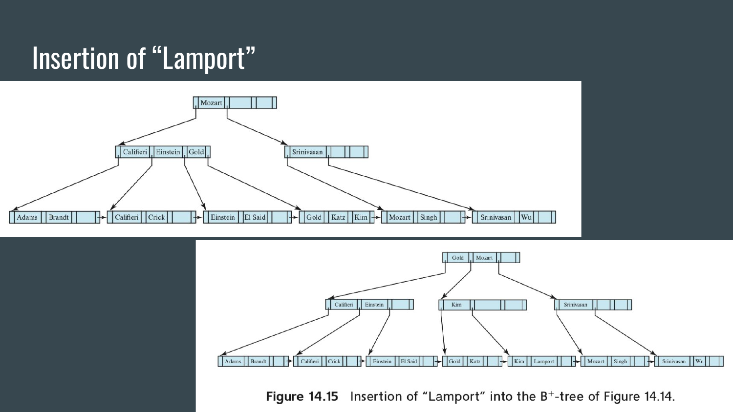# Insertion of "Lamport"

Figure 14.15 Insertion of "Lamport" into the B+-tree of Figure 14.14.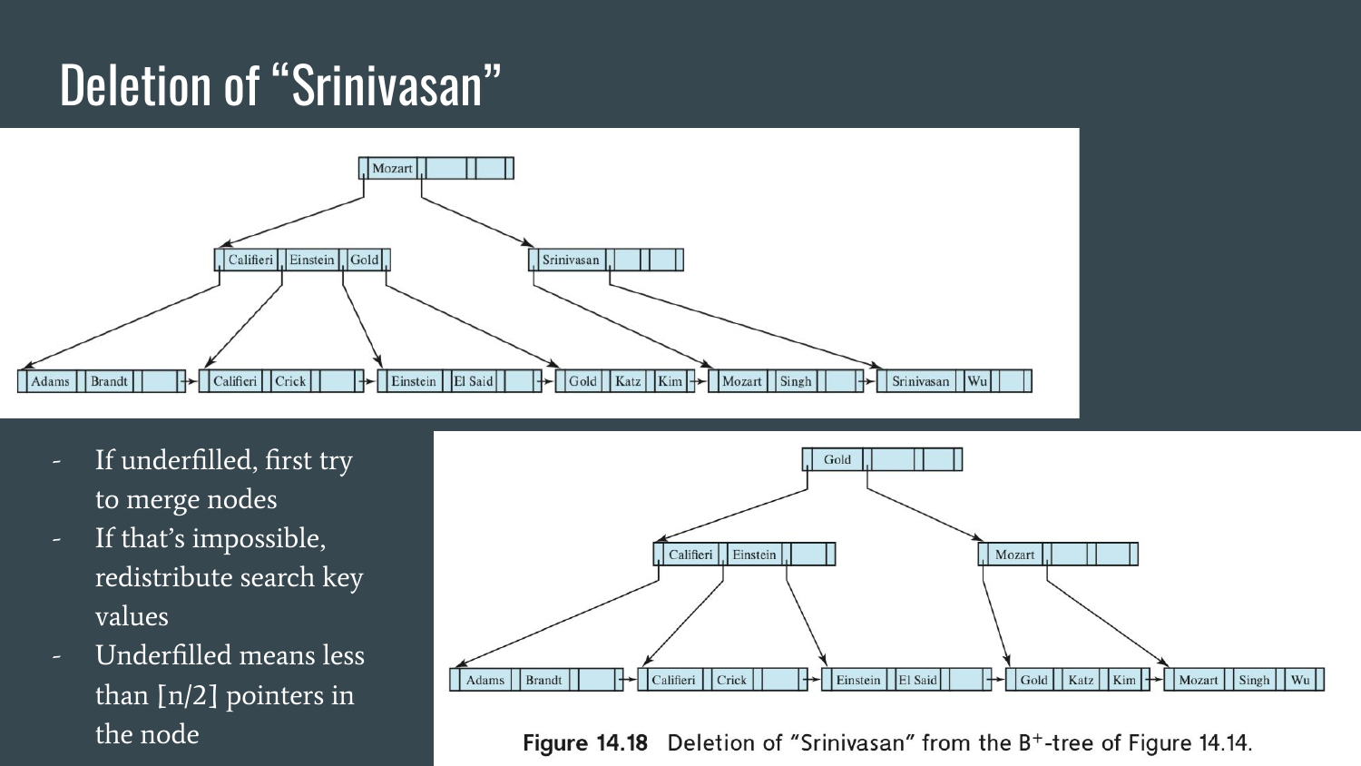# Deletion of “Srinivasan”

- If underfilled, first try to merge nodes
- If that’s impossible, redistribute search key values
- Underfilled means less than [n/2] pointers in the node

**Figure 14.18** Deletion of “Srinivasan” from the B$^+$-tree of Figure 14.14.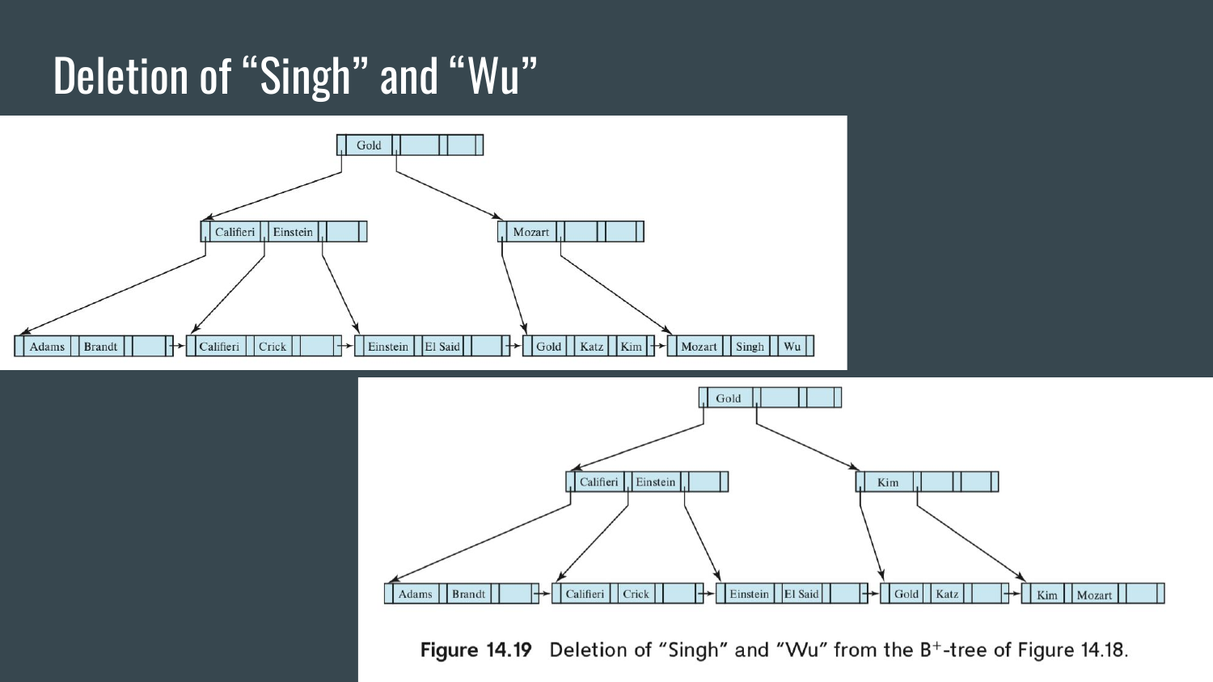# Deletion of "Singh" and "Wu"

Figure 14.19 Deletion of "Singh" and "Wu" from the B+-tree of Figure 14.18.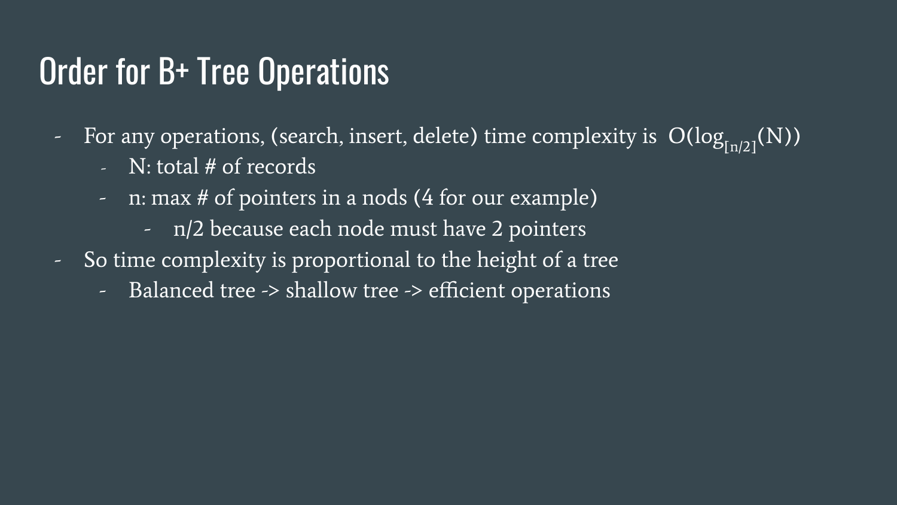# Order for B+ Tree Operations

- For any operations, (search, insert, delete) time complexity is $O(\log_{[n/2]}(N))$
  - N: total # of records
  - n: max # of pointers in a nods (4 for our example)
    - n/2 because each node must have 2 pointers
- So time complexity is proportional to the height of a tree
  - Balanced tree -> shallow tree -> efficient operations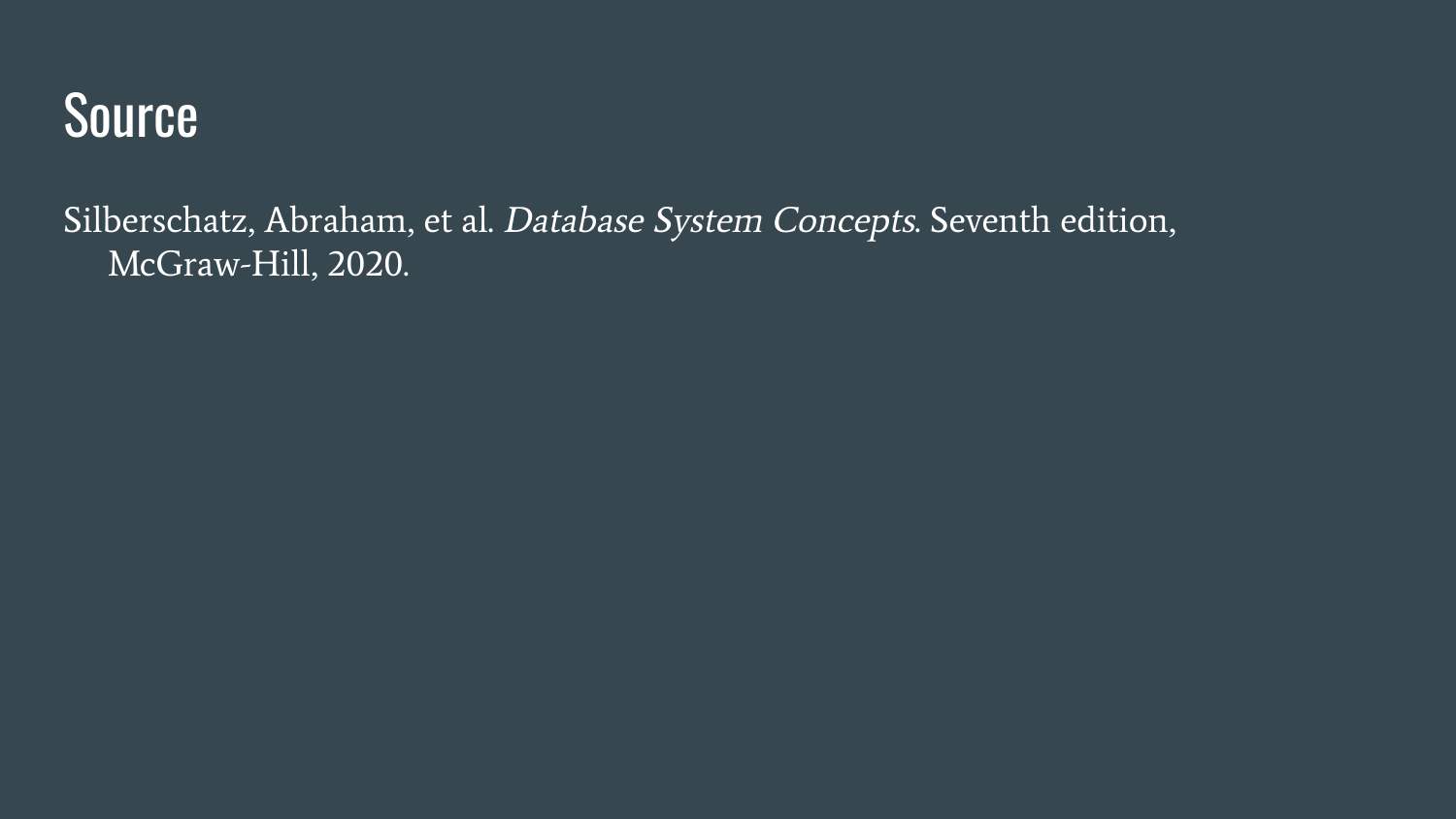# Source

Silberschatz, Abraham, et al. *Database System Concepts*. Seventh edition, McGraw-Hill, 2020.